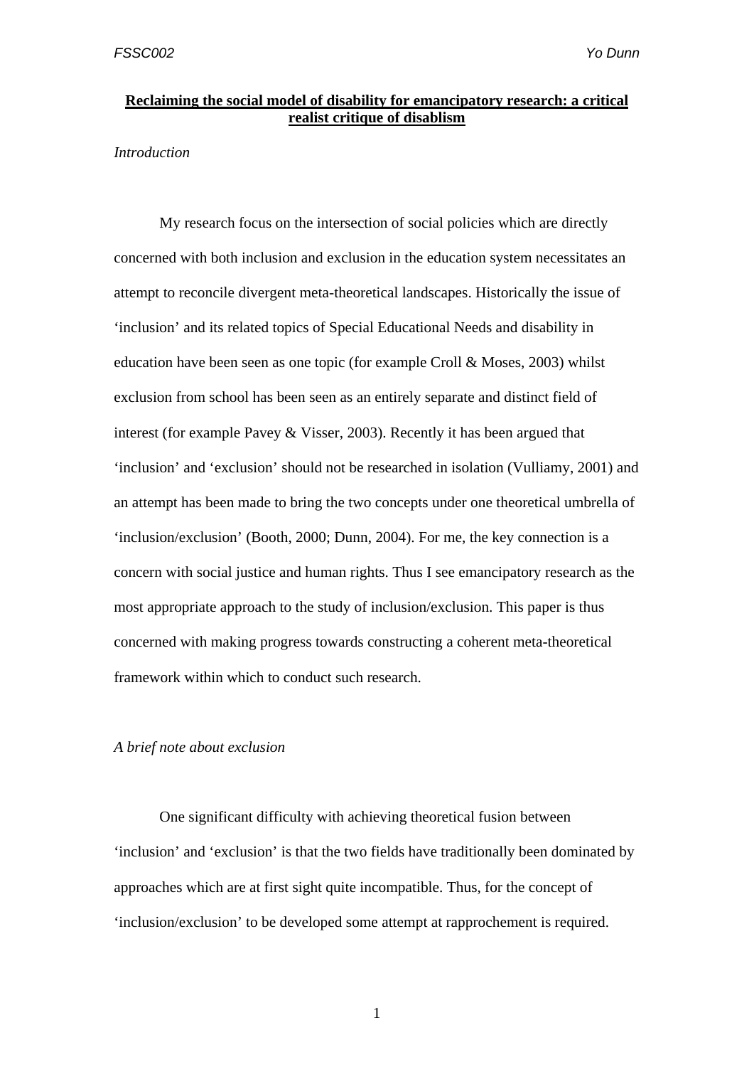# **Reclaiming the social model of disability for emancipatory research: a critical realist critique of disablism**

*Introduction*

My research focus on the intersection of social policies which are directly concerned with both inclusion and exclusion in the education system necessitates an attempt to reconcile divergent meta-theoretical landscapes. Historically the issue of 'inclusion' and its related topics of Special Educational Needs and disability in education have been seen as one topic (for example Croll & Moses, 2003) whilst exclusion from school has been seen as an entirely separate and distinct field of interest (for example Pavey & Visser, 2003). Recently it has been argued that 'inclusion' and 'exclusion' should not be researched in isolation (Vulliamy, 2001) and an attempt has been made to bring the two concepts under one theoretical umbrella of 'inclusion/exclusion' (Booth, 2000; Dunn, 2004). For me, the key connection is a concern with social justice and human rights. Thus I see emancipatory research as the most appropriate approach to the study of inclusion/exclusion. This paper is thus concerned with making progress towards constructing a coherent meta-theoretical framework within which to conduct such research.

*A brief note about exclusion*

One significant difficulty with achieving theoretical fusion between 'inclusion' and 'exclusion' is that the two fields have traditionally been dominated by approaches which are at first sight quite incompatible. Thus, for the concept of 'inclusion/exclusion' to be developed some attempt at rapprochement is required.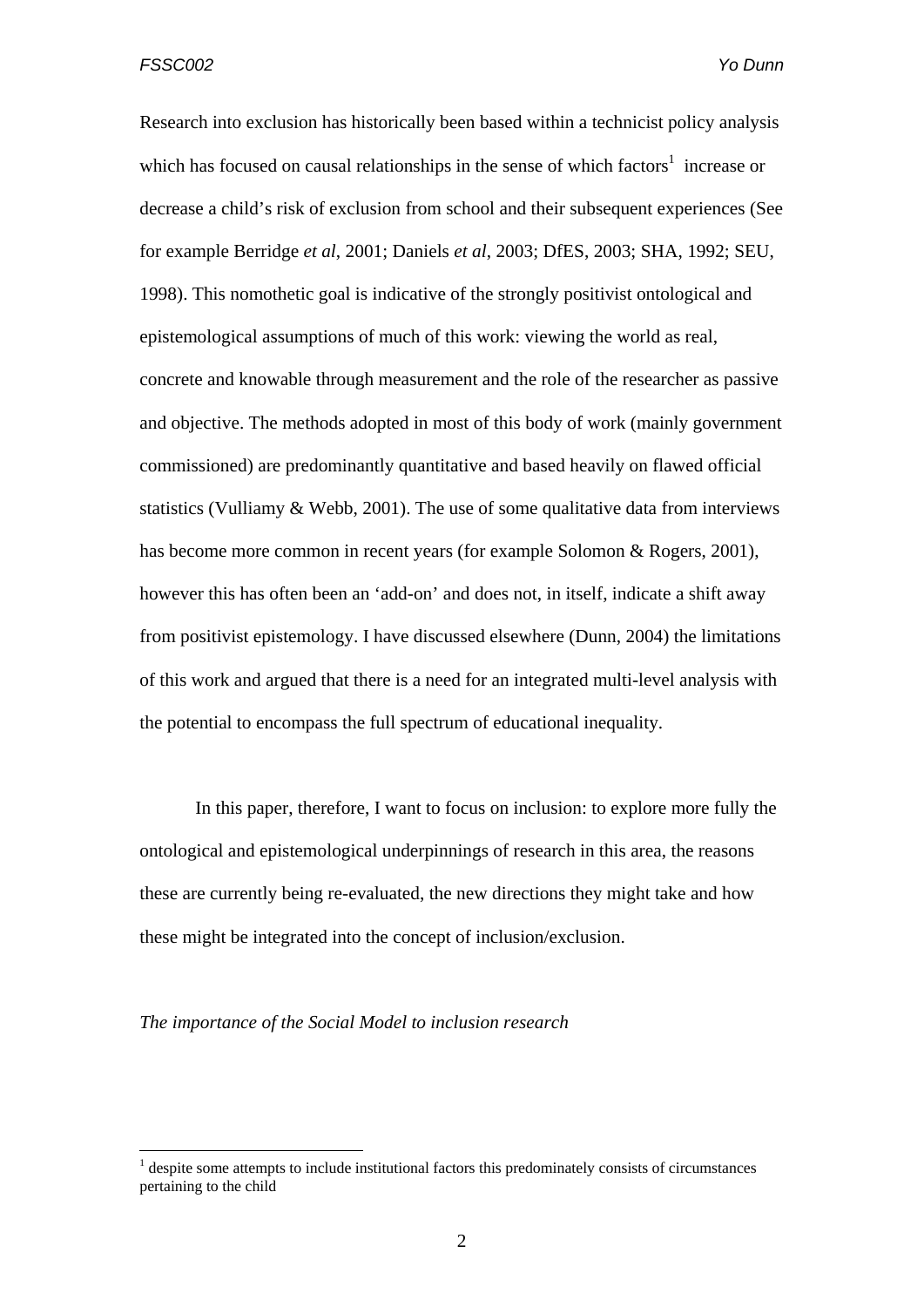Research into exclusion has historically been based within a technicist policy analysis which has focused on causal relationships in the sense of which factors[1] increase or decrease a child's risk of exclusion from school and their subsequent experiences (See for example Berridge *et al*, 2001; Daniels *et al*, 2003; DfES, 2003; SHA, 1992; SEU, 1998). This nomothetic goal is indicative of the strongly positivist ontological and epistemological assumptions of much of this work: viewing the world as real, concrete and knowable through measurement and the role of the researcher as passive and objective. The methods adopted in most of this body of work (mainly government commissioned) are predominantly quantitative and based heavily on flawed official statistics (Vulliamy & Webb, 2001). The use of some qualitative data from interviews has become more common in recent years (for example Solomon & Rogers, 2001), however this has often been an 'add-on' and does not, in itself, indicate a shift away from positivist epistemology. I have discussed elsewhere (Dunn, 2004) the limitations of this work and argued that there is a need for an integrated multi-level analysis with the potential to encompass the full spectrum of educational inequality.

In this paper, therefore, I want to focus on inclusion: to explore more fully the ontological and epistemological underpinnings of research in this area, the reasons these are currently being re-evaluated, the new directions they might take and how these might be integrated into the concept of inclusion/exclusion.

*The importance of the Social Model to inclusion research*

[1] despite some attempts to include institutional factors this predominately consists of circumstances pertaining to the child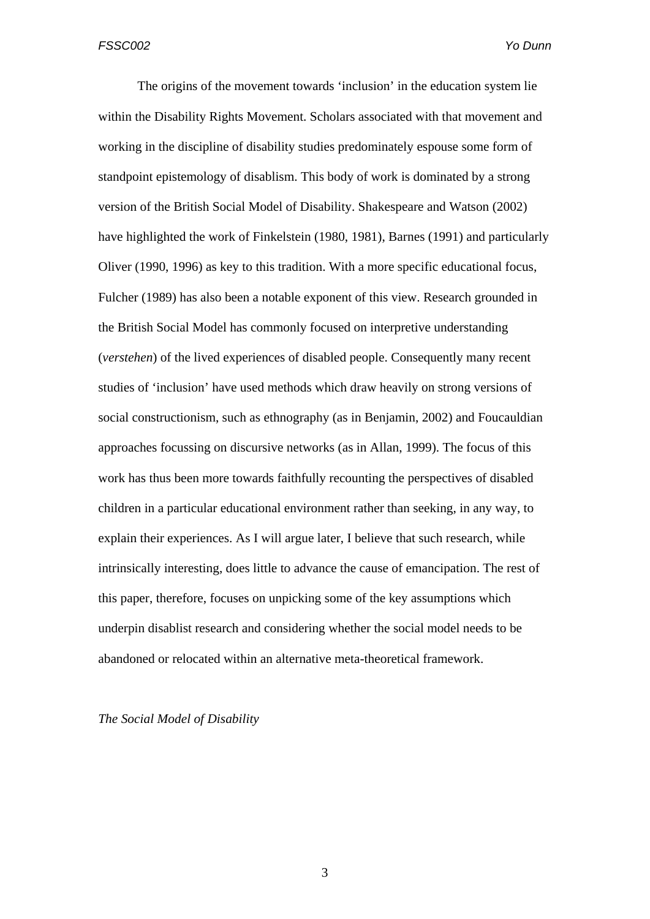The origins of the movement towards 'inclusion' in the education system lie within the Disability Rights Movement. Scholars associated with that movement and working in the discipline of disability studies predominately espouse some form of standpoint epistemology of disablism. This body of work is dominated by a strong version of the British Social Model of Disability. Shakespeare and Watson (2002) have highlighted the work of Finkelstein (1980, 1981), Barnes (1991) and particularly Oliver (1990, 1996) as key to this tradition. With a more specific educational focus, Fulcher (1989) has also been a notable exponent of this view. Research grounded in the British Social Model has commonly focused on interpretive understanding (*verstehen*) of the lived experiences of disabled people. Consequently many recent studies of 'inclusion' have used methods which draw heavily on strong versions of social constructionism, such as ethnography (as in Benjamin, 2002) and Foucauldian approaches focussing on discursive networks (as in Allan, 1999). The focus of this work has thus been more towards faithfully recounting the perspectives of disabled children in a particular educational environment rather than seeking, in any way, to explain their experiences. As I will argue later, I believe that such research, while intrinsically interesting, does little to advance the cause of emancipation. The rest of this paper, therefore, focuses on unpicking some of the key assumptions which underpin disablist research and considering whether the social model needs to be abandoned or relocated within an alternative meta-theoretical framework.

*The Social Model of Disability*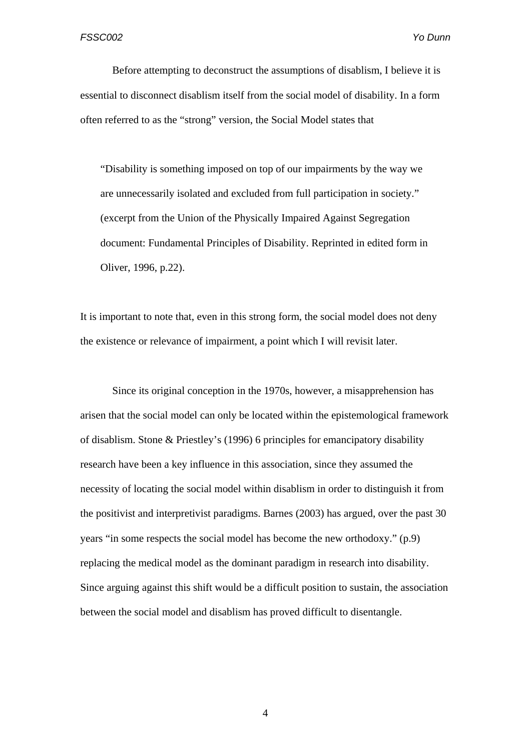Before attempting to deconstruct the assumptions of disablism, I believe it is essential to disconnect disablism itself from the social model of disability. In a form often referred to as the "strong" version, the Social Model states that

> "Disability is something imposed on top of our impairments by the way we are unnecessarily isolated and excluded from full participation in society." (excerpt from the Union of the Physically Impaired Against Segregation document: Fundamental Principles of Disability. Reprinted in edited form in Oliver, 1996, p.22).

It is important to note that, even in this strong form, the social model does not deny the existence or relevance of impairment, a point which I will revisit later.

Since its original conception in the 1970s, however, a misapprehension has arisen that the social model can only be located within the epistemological framework of disablism. Stone & Priestley's (1996) 6 principles for emancipatory disability research have been a key influence in this association, since they assumed the necessity of locating the social model within disablism in order to distinguish it from the positivist and interpretivist paradigms. Barnes (2003) has argued, over the past 30 years "in some respects the social model has become the new orthodoxy." (p.9) replacing the medical model as the dominant paradigm in research into disability. Since arguing against this shift would be a difficult position to sustain, the association between the social model and disablism has proved difficult to disentangle.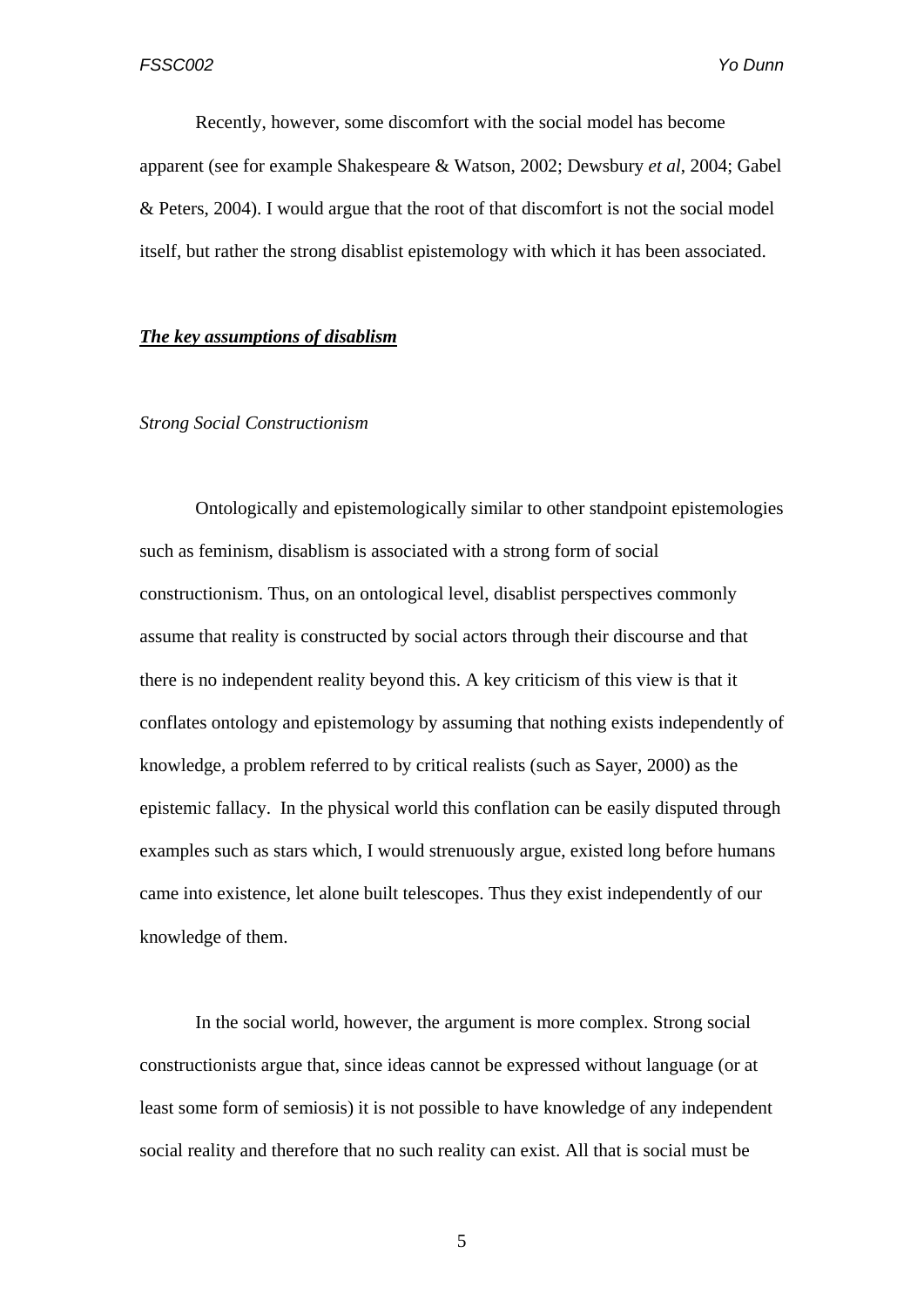Recently, however, some discomfort with the social model has become apparent (see for example Shakespeare & Watson, 2002; Dewsbury *et al*, 2004; Gabel & Peters, 2004). I would argue that the root of that discomfort is not the social model itself, but rather the strong disablist epistemology with which it has been associated.

## ***The key assumptions of disablism***

### *Strong Social Constructionism*

Ontologically and epistemologically similar to other standpoint epistemologies such as feminism, disablism is associated with a strong form of social constructionism. Thus, on an ontological level, disablist perspectives commonly assume that reality is constructed by social actors through their discourse and that there is no independent reality beyond this. A key criticism of this view is that it conflates ontology and epistemology by assuming that nothing exists independently of knowledge, a problem referred to by critical realists (such as Sayer, 2000) as the epistemic fallacy. In the physical world this conflation can be easily disputed through examples such as stars which, I would strenuously argue, existed long before humans came into existence, let alone built telescopes. Thus they exist independently of our knowledge of them.

In the social world, however, the argument is more complex. Strong social constructionists argue that, since ideas cannot be expressed without language (or at least some form of semiosis) it is not possible to have knowledge of any independent social reality and therefore that no such reality can exist. All that is social must be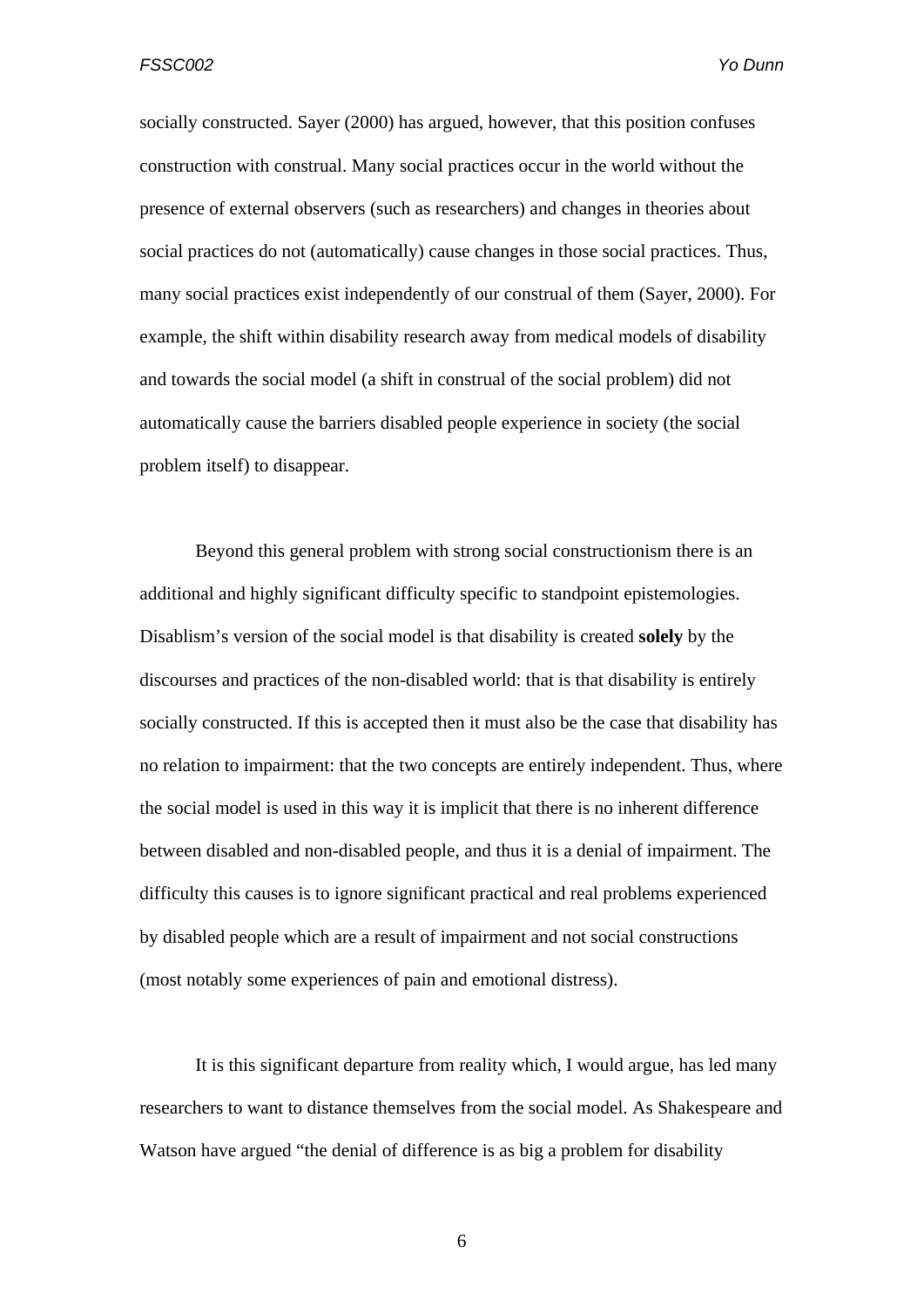socially constructed. Sayer (2000) has argued, however, that this position confuses construction with construal. Many social practices occur in the world without the presence of external observers (such as researchers) and changes in theories about social practices do not (automatically) cause changes in those social practices. Thus, many social practices exist independently of our construal of them (Sayer, 2000). For example, the shift within disability research away from medical models of disability and towards the social model (a shift in construal of the social problem) did not automatically cause the barriers disabled people experience in society (the social problem itself) to disappear.

Beyond this general problem with strong social constructionism there is an additional and highly significant difficulty specific to standpoint epistemologies. Disablism's version of the social model is that disability is created **solely** by the discourses and practices of the non-disabled world: that is that disability is entirely socially constructed. If this is accepted then it must also be the case that disability has no relation to impairment: that the two concepts are entirely independent. Thus, where the social model is used in this way it is implicit that there is no inherent difference between disabled and non-disabled people, and thus it is a denial of impairment. The difficulty this causes is to ignore significant practical and real problems experienced by disabled people which are a result of impairment and not social constructions (most notably some experiences of pain and emotional distress).

It is this significant departure from reality which, I would argue, has led many researchers to want to distance themselves from the social model. As Shakespeare and Watson have argued "the denial of difference is as big a problem for disability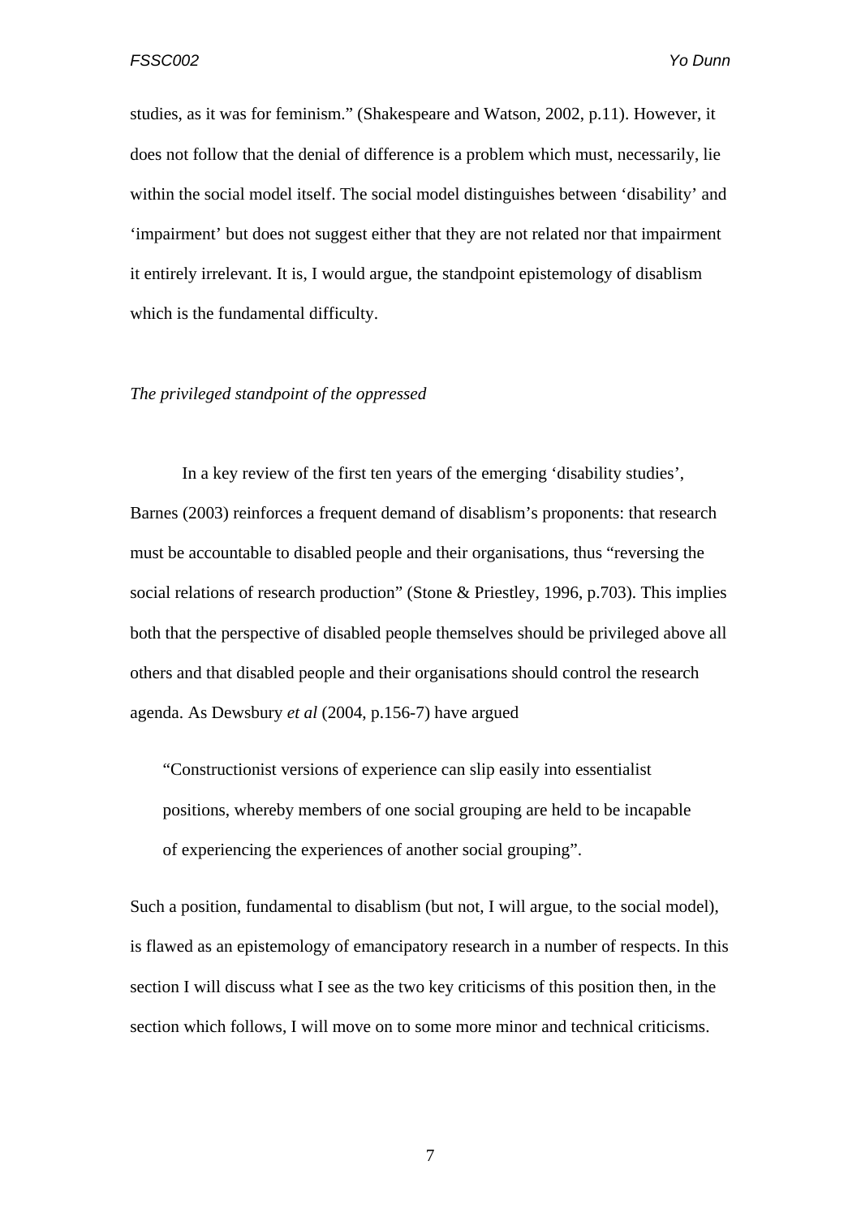studies, as it was for feminism." (Shakespeare and Watson, 2002, p.11). However, it does not follow that the denial of difference is a problem which must, necessarily, lie within the social model itself. The social model distinguishes between 'disability' and 'impairment' but does not suggest either that they are not related nor that impairment it entirely irrelevant. It is, I would argue, the standpoint epistemology of disablism which is the fundamental difficulty.

*The privileged standpoint of the oppressed*

In a key review of the first ten years of the emerging 'disability studies', Barnes (2003) reinforces a frequent demand of disablism's proponents: that research must be accountable to disabled people and their organisations, thus "reversing the social relations of research production" (Stone & Priestley, 1996, p.703). This implies both that the perspective of disabled people themselves should be privileged above all others and that disabled people and their organisations should control the research agenda. As Dewsbury *et al* (2004, p.156-7) have argued

> "Constructionist versions of experience can slip easily into essentialist positions, whereby members of one social grouping are held to be incapable of experiencing the experiences of another social grouping".

Such a position, fundamental to disablism (but not, I will argue, to the social model), is flawed as an epistemology of emancipatory research in a number of respects. In this section I will discuss what I see as the two key criticisms of this position then, in the section which follows, I will move on to some more minor and technical criticisms.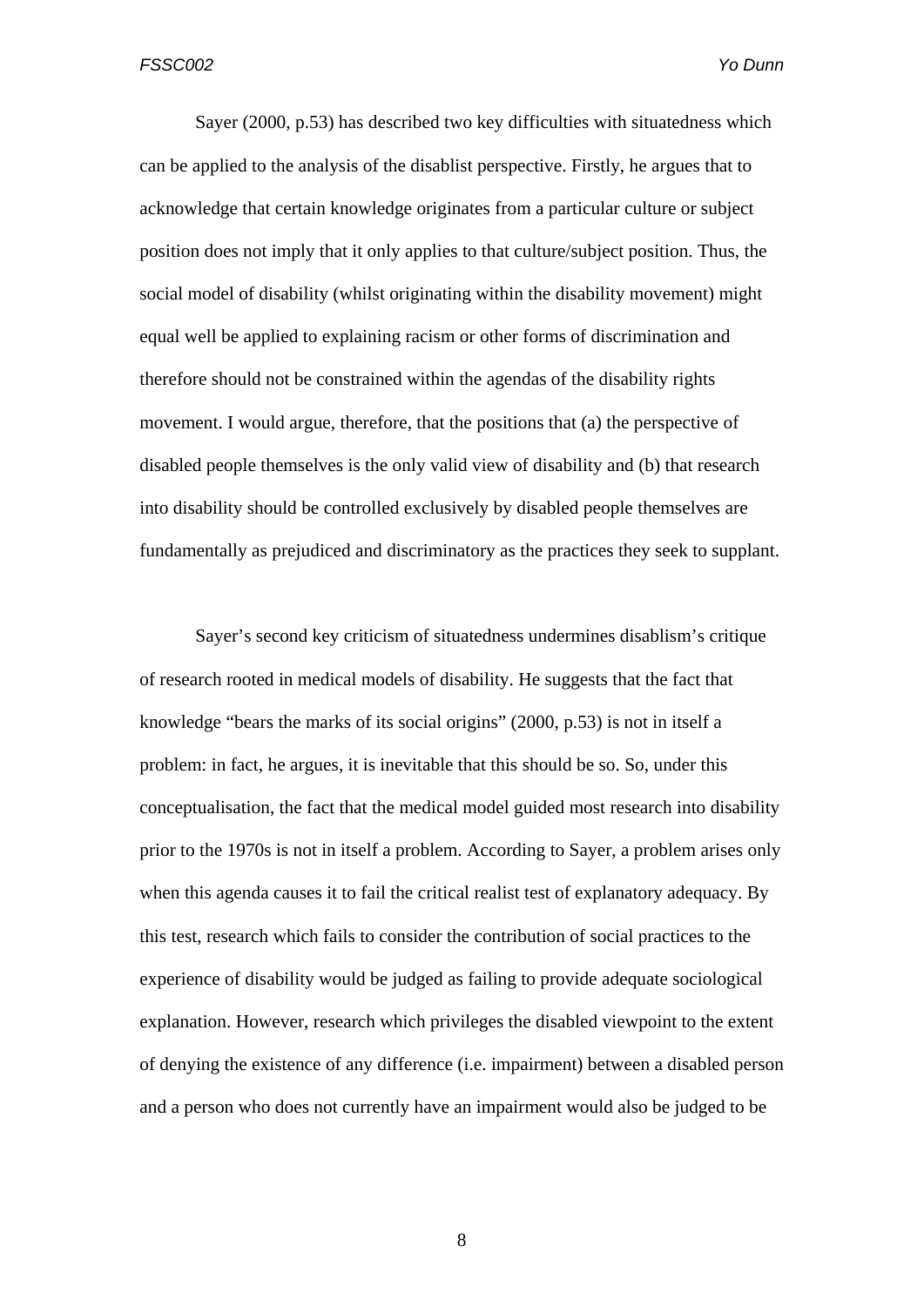Sayer (2000, p.53) has described two key difficulties with situatedness which can be applied to the analysis of the disablist perspective. Firstly, he argues that to acknowledge that certain knowledge originates from a particular culture or subject position does not imply that it only applies to that culture/subject position. Thus, the social model of disability (whilst originating within the disability movement) might equal well be applied to explaining racism or other forms of discrimination and therefore should not be constrained within the agendas of the disability rights movement. I would argue, therefore, that the positions that (a) the perspective of disabled people themselves is the only valid view of disability and (b) that research into disability should be controlled exclusively by disabled people themselves are fundamentally as prejudiced and discriminatory as the practices they seek to supplant.

Sayer's second key criticism of situatedness undermines disablism's critique of research rooted in medical models of disability. He suggests that the fact that knowledge "bears the marks of its social origins" (2000, p.53) is not in itself a problem: in fact, he argues, it is inevitable that this should be so. So, under this conceptualisation, the fact that the medical model guided most research into disability prior to the 1970s is not in itself a problem. According to Sayer, a problem arises only when this agenda causes it to fail the critical realist test of explanatory adequacy. By this test, research which fails to consider the contribution of social practices to the experience of disability would be judged as failing to provide adequate sociological explanation. However, research which privileges the disabled viewpoint to the extent of denying the existence of any difference (i.e. impairment) between a disabled person and a person who does not currently have an impairment would also be judged to be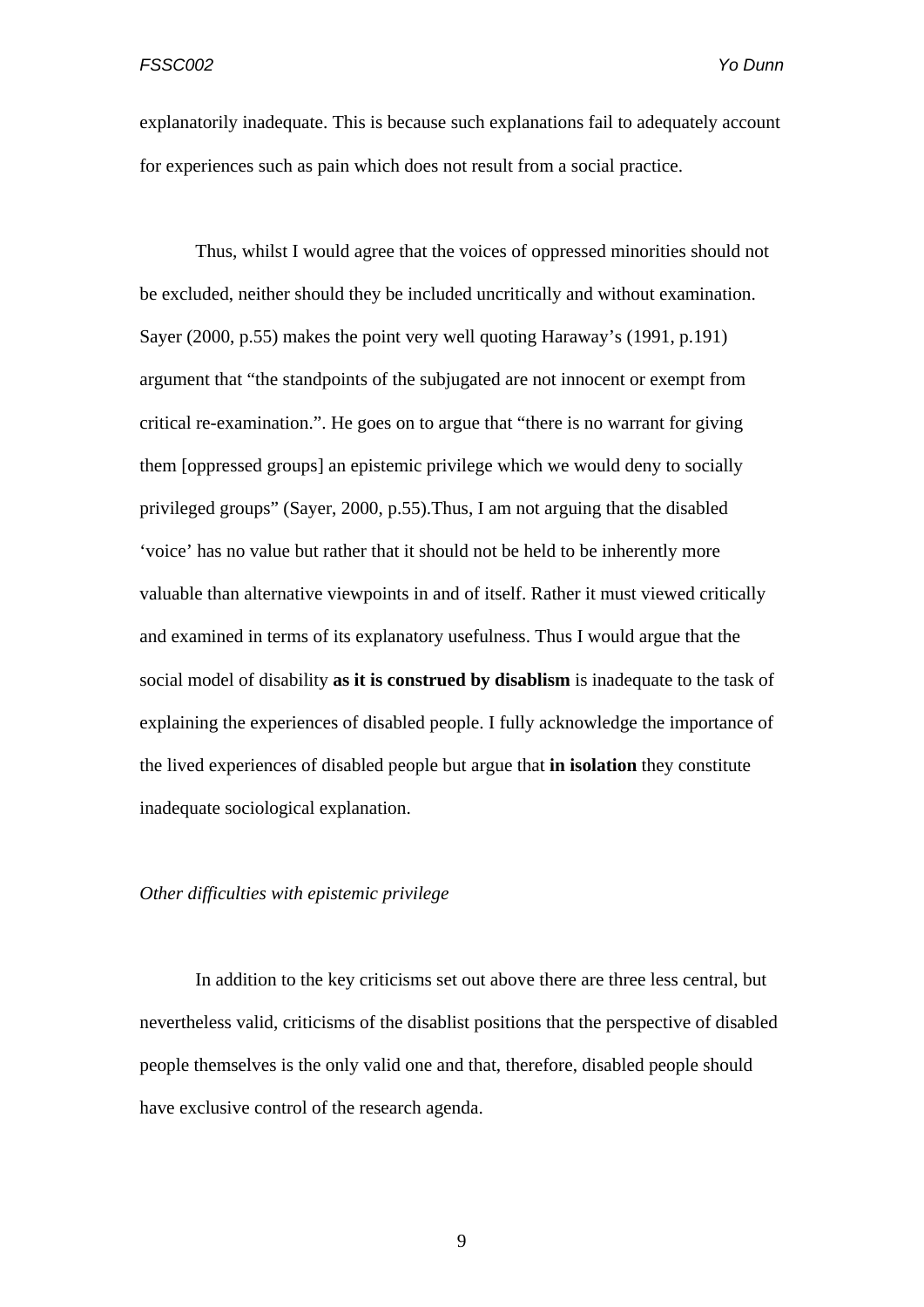explanatorily inadequate. This is because such explanations fail to adequately account for experiences such as pain which does not result from a social practice.

Thus, whilst I would agree that the voices of oppressed minorities should not be excluded, neither should they be included uncritically and without examination. Sayer (2000, p.55) makes the point very well quoting Haraway's (1991, p.191) argument that "the standpoints of the subjugated are not innocent or exempt from critical re-examination.". He goes on to argue that "there is no warrant for giving them [oppressed groups] an epistemic privilege which we would deny to socially privileged groups" (Sayer, 2000, p.55).Thus, I am not arguing that the disabled 'voice' has no value but rather that it should not be held to be inherently more valuable than alternative viewpoints in and of itself. Rather it must viewed critically and examined in terms of its explanatory usefulness. Thus I would argue that the social model of disability **as it is construed by disablism** is inadequate to the task of explaining the experiences of disabled people. I fully acknowledge the importance of the lived experiences of disabled people but argue that **in isolation** they constitute inadequate sociological explanation.

*Other difficulties with epistemic privilege*

In addition to the key criticisms set out above there are three less central, but nevertheless valid, criticisms of the disablist positions that the perspective of disabled people themselves is the only valid one and that, therefore, disabled people should have exclusive control of the research agenda.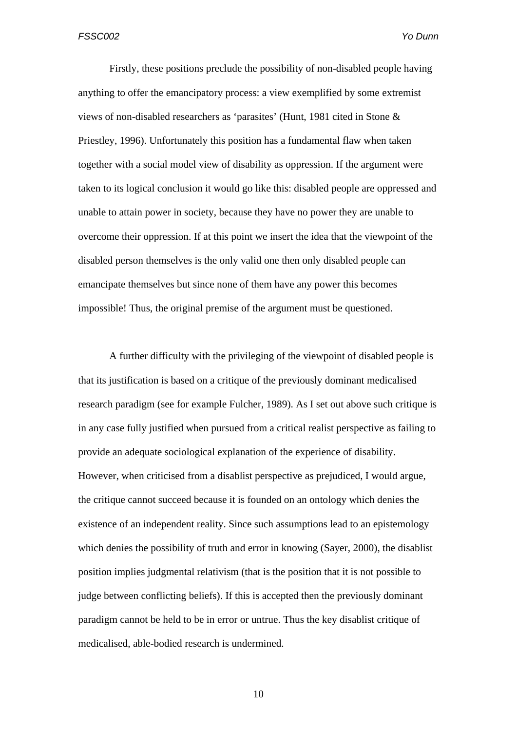Firstly, these positions preclude the possibility of non-disabled people having anything to offer the emancipatory process: a view exemplified by some extremist views of non-disabled researchers as 'parasites' (Hunt, 1981 cited in Stone & Priestley, 1996). Unfortunately this position has a fundamental flaw when taken together with a social model view of disability as oppression. If the argument were taken to its logical conclusion it would go like this: disabled people are oppressed and unable to attain power in society, because they have no power they are unable to overcome their oppression. If at this point we insert the idea that the viewpoint of the disabled person themselves is the only valid one then only disabled people can emancipate themselves but since none of them have any power this becomes impossible! Thus, the original premise of the argument must be questioned.

A further difficulty with the privileging of the viewpoint of disabled people is that its justification is based on a critique of the previously dominant medicalised research paradigm (see for example Fulcher, 1989). As I set out above such critique is in any case fully justified when pursued from a critical realist perspective as failing to provide an adequate sociological explanation of the experience of disability. However, when criticised from a disablist perspective as prejudiced, I would argue, the critique cannot succeed because it is founded on an ontology which denies the existence of an independent reality. Since such assumptions lead to an epistemology which denies the possibility of truth and error in knowing (Sayer, 2000), the disablist position implies judgmental relativism (that is the position that it is not possible to judge between conflicting beliefs). If this is accepted then the previously dominant paradigm cannot be held to be in error or untrue. Thus the key disablist critique of medicalised, able-bodied research is undermined.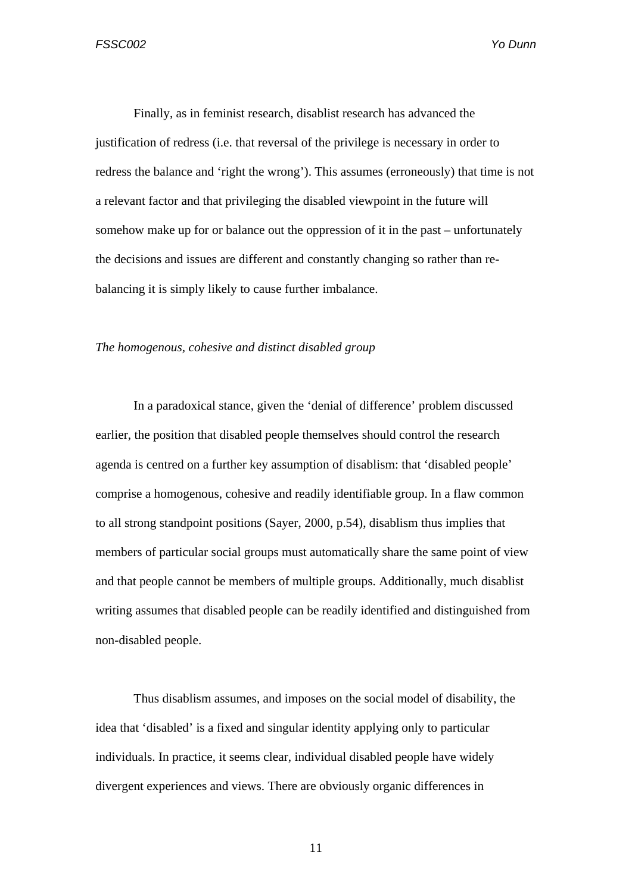Finally, as in feminist research, disablist research has advanced the justification of redress (i.e. that reversal of the privilege is necessary in order to redress the balance and 'right the wrong'). This assumes (erroneously) that time is not a relevant factor and that privileging the disabled viewpoint in the future will somehow make up for or balance out the oppression of it in the past – unfortunately the decisions and issues are different and constantly changing so rather than re-balancing it is simply likely to cause further imbalance.

*The homogenous, cohesive and distinct disabled group*

In a paradoxical stance, given the 'denial of difference' problem discussed earlier, the position that disabled people themselves should control the research agenda is centred on a further key assumption of disablism: that 'disabled people' comprise a homogenous, cohesive and readily identifiable group. In a flaw common to all strong standpoint positions (Sayer, 2000, p.54), disablism thus implies that members of particular social groups must automatically share the same point of view and that people cannot be members of multiple groups. Additionally, much disablist writing assumes that disabled people can be readily identified and distinguished from non-disabled people.

Thus disablism assumes, and imposes on the social model of disability, the idea that 'disabled' is a fixed and singular identity applying only to particular individuals. In practice, it seems clear, individual disabled people have widely divergent experiences and views. There are obviously organic differences in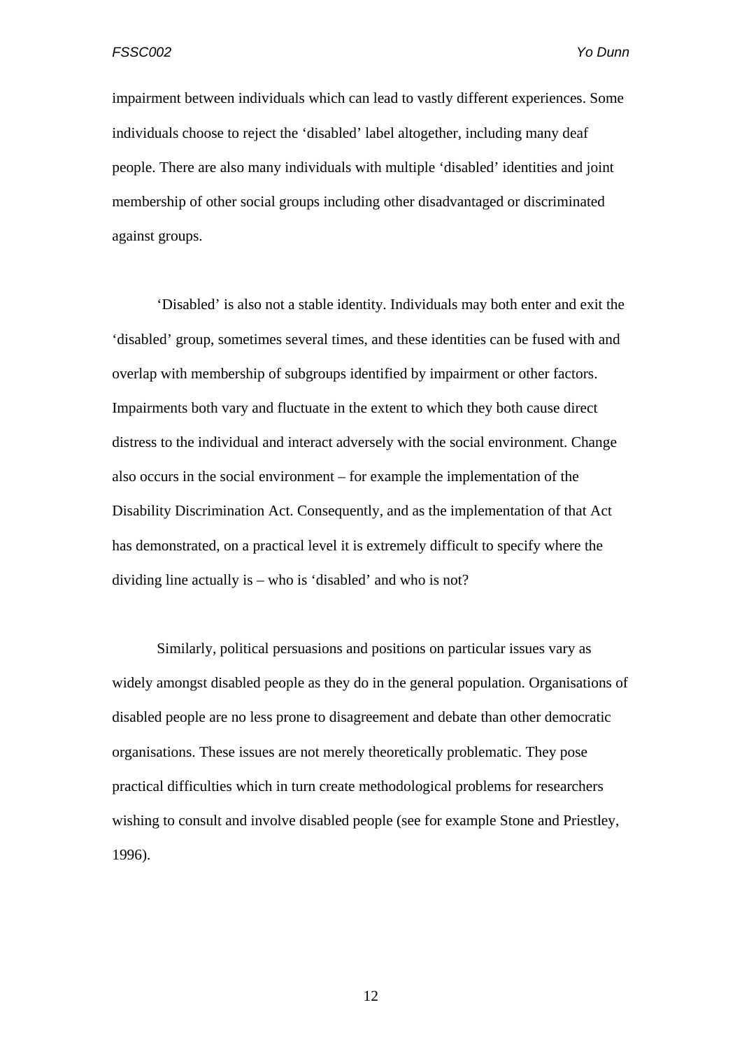impairment between individuals which can lead to vastly different experiences. Some individuals choose to reject the ‘disabled’ label altogether, including many deaf people. There are also many individuals with multiple ‘disabled’ identities and joint membership of other social groups including other disadvantaged or discriminated against groups.

‘Disabled’ is also not a stable identity. Individuals may both enter and exit the ‘disabled’ group, sometimes several times, and these identities can be fused with and overlap with membership of subgroups identified by impairment or other factors. Impairments both vary and fluctuate in the extent to which they both cause direct distress to the individual and interact adversely with the social environment. Change also occurs in the social environment – for example the implementation of the Disability Discrimination Act. Consequently, and as the implementation of that Act has demonstrated, on a practical level it is extremely difficult to specify where the dividing line actually is – who is ‘disabled’ and who is not?

Similarly, political persuasions and positions on particular issues vary as widely amongst disabled people as they do in the general population. Organisations of disabled people are no less prone to disagreement and debate than other democratic organisations. These issues are not merely theoretically problematic. They pose practical difficulties which in turn create methodological problems for researchers wishing to consult and involve disabled people (see for example Stone and Priestley, 1996).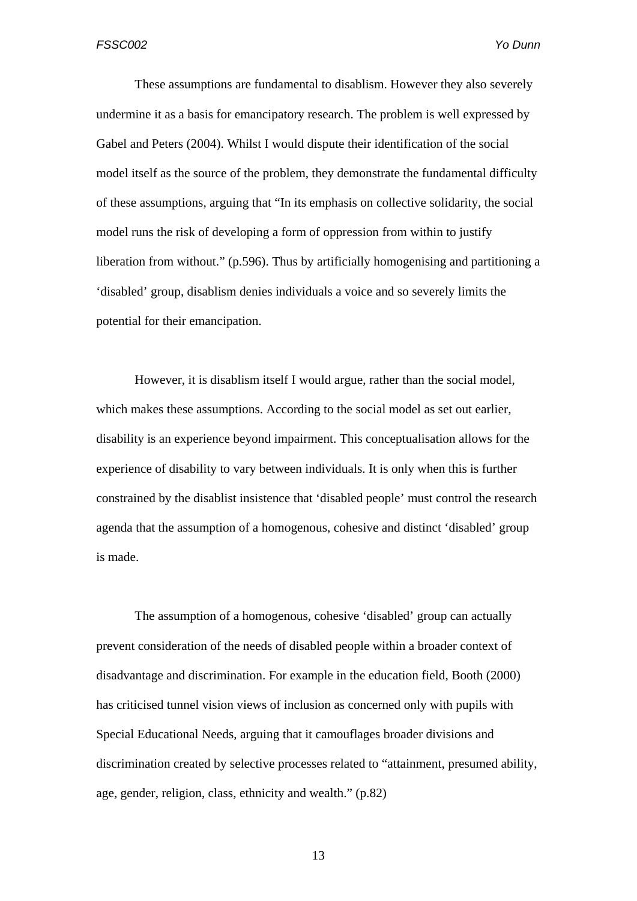These assumptions are fundamental to disablism. However they also severely undermine it as a basis for emancipatory research. The problem is well expressed by Gabel and Peters (2004). Whilst I would dispute their identification of the social model itself as the source of the problem, they demonstrate the fundamental difficulty of these assumptions, arguing that "In its emphasis on collective solidarity, the social model runs the risk of developing a form of oppression from within to justify liberation from without." (p.596). Thus by artificially homogenising and partitioning a 'disabled' group, disablism denies individuals a voice and so severely limits the potential for their emancipation.

However, it is disablism itself I would argue, rather than the social model, which makes these assumptions. According to the social model as set out earlier, disability is an experience beyond impairment. This conceptualisation allows for the experience of disability to vary between individuals. It is only when this is further constrained by the disablist insistence that 'disabled people' must control the research agenda that the assumption of a homogenous, cohesive and distinct 'disabled' group is made.

The assumption of a homogenous, cohesive 'disabled' group can actually prevent consideration of the needs of disabled people within a broader context of disadvantage and discrimination. For example in the education field, Booth (2000) has criticised tunnel vision views of inclusion as concerned only with pupils with Special Educational Needs, arguing that it camouflages broader divisions and discrimination created by selective processes related to "attainment, presumed ability, age, gender, religion, class, ethnicity and wealth." (p.82)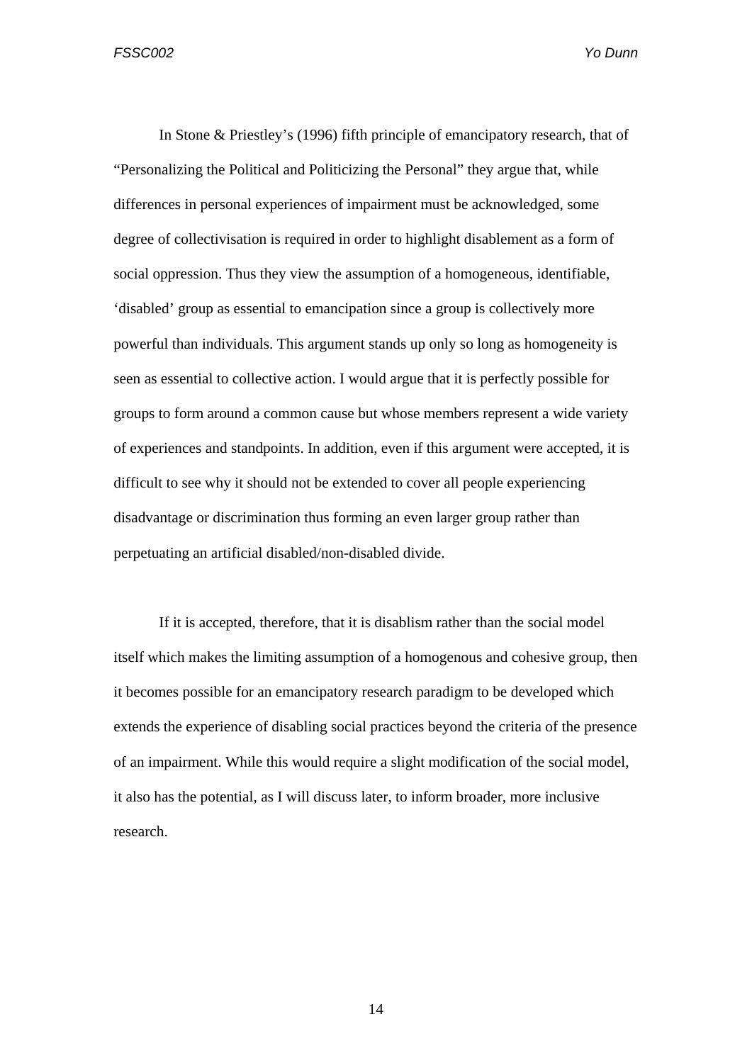In Stone & Priestley's (1996) fifth principle of emancipatory research, that of "Personalizing the Political and Politicizing the Personal" they argue that, while differences in personal experiences of impairment must be acknowledged, some degree of collectivisation is required in order to highlight disablement as a form of social oppression. Thus they view the assumption of a homogeneous, identifiable, 'disabled' group as essential to emancipation since a group is collectively more powerful than individuals. This argument stands up only so long as homogeneity is seen as essential to collective action. I would argue that it is perfectly possible for groups to form around a common cause but whose members represent a wide variety of experiences and standpoints. In addition, even if this argument were accepted, it is difficult to see why it should not be extended to cover all people experiencing disadvantage or discrimination thus forming an even larger group rather than perpetuating an artificial disabled/non-disabled divide.

If it is accepted, therefore, that it is disablism rather than the social model itself which makes the limiting assumption of a homogenous and cohesive group, then it becomes possible for an emancipatory research paradigm to be developed which extends the experience of disabling social practices beyond the criteria of the presence of an impairment. While this would require a slight modification of the social model, it also has the potential, as I will discuss later, to inform broader, more inclusive research.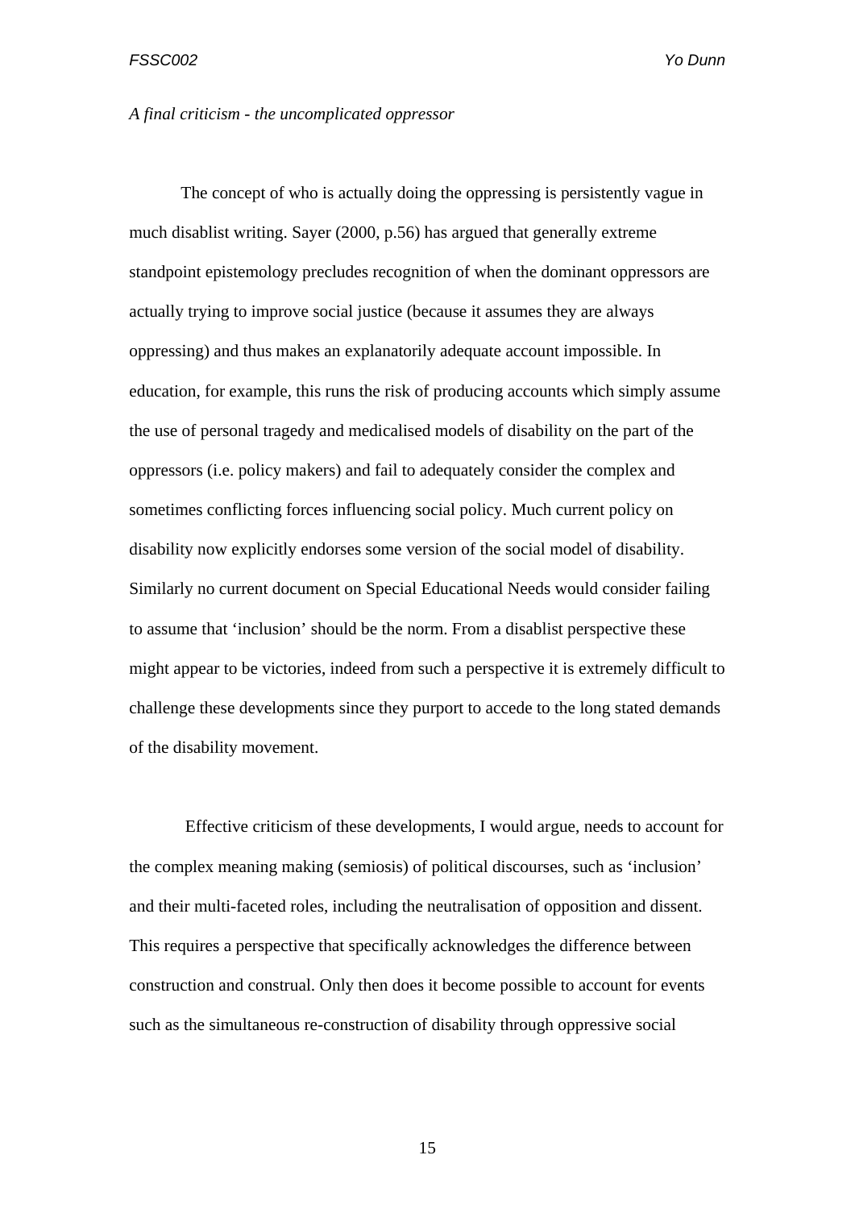*A final criticism - the uncomplicated oppressor*

The concept of who is actually doing the oppressing is persistently vague in much disablist writing. Sayer (2000, p.56) has argued that generally extreme standpoint epistemology precludes recognition of when the dominant oppressors are actually trying to improve social justice (because it assumes they are always oppressing) and thus makes an explanatorily adequate account impossible. In education, for example, this runs the risk of producing accounts which simply assume the use of personal tragedy and medicalised models of disability on the part of the oppressors (i.e. policy makers) and fail to adequately consider the complex and sometimes conflicting forces influencing social policy. Much current policy on disability now explicitly endorses some version of the social model of disability. Similarly no current document on Special Educational Needs would consider failing to assume that 'inclusion' should be the norm. From a disablist perspective these might appear to be victories, indeed from such a perspective it is extremely difficult to challenge these developments since they purport to accede to the long stated demands of the disability movement.

Effective criticism of these developments, I would argue, needs to account for the complex meaning making (semiosis) of political discourses, such as 'inclusion' and their multi-faceted roles, including the neutralisation of opposition and dissent. This requires a perspective that specifically acknowledges the difference between construction and construal. Only then does it become possible to account for events such as the simultaneous re-construction of disability through oppressive social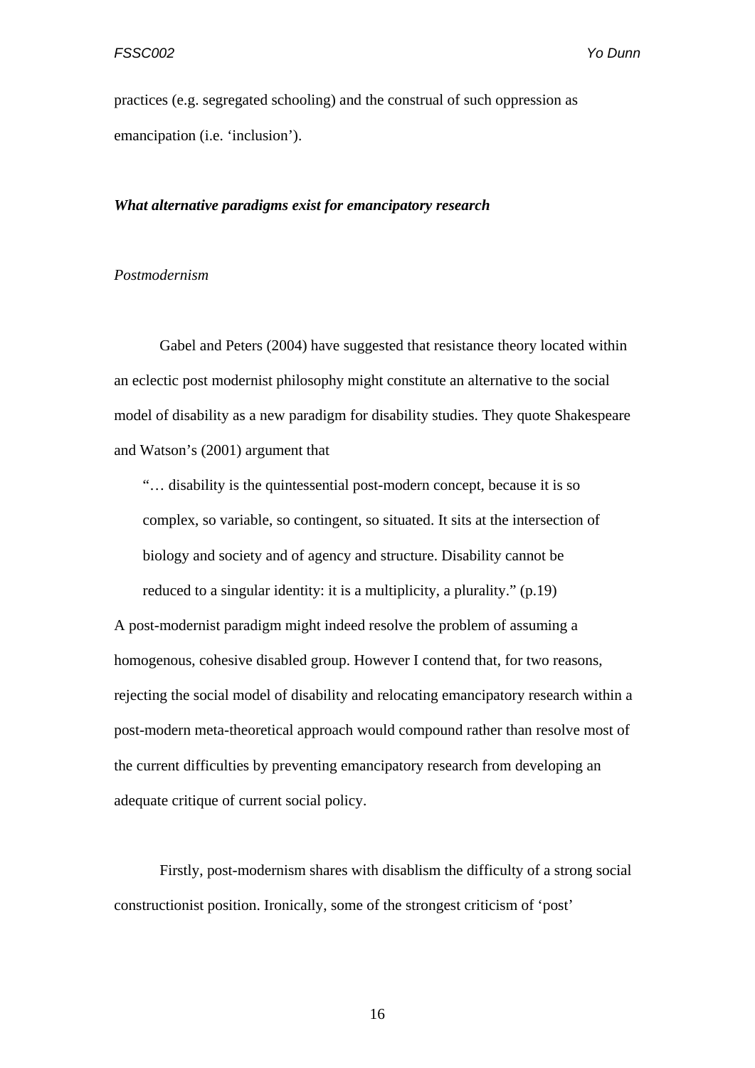practices (e.g. segregated schooling) and the construal of such oppression as emancipation (i.e. 'inclusion').

***What alternative paradigms exist for emancipatory research***

*Postmodernism*

Gabel and Peters (2004) have suggested that resistance theory located within an eclectic post modernist philosophy might constitute an alternative to the social model of disability as a new paradigm for disability studies. They quote Shakespeare and Watson's (2001) argument that

> "… disability is the quintessential post-modern concept, because it is so complex, so variable, so contingent, so situated. It sits at the intersection of biology and society and of agency and structure. Disability cannot be reduced to a singular identity: it is a multiplicity, a plurality." (p.19)

A post-modernist paradigm might indeed resolve the problem of assuming a homogenous, cohesive disabled group. However I contend that, for two reasons, rejecting the social model of disability and relocating emancipatory research within a post-modern meta-theoretical approach would compound rather than resolve most of the current difficulties by preventing emancipatory research from developing an adequate critique of current social policy.

Firstly, post-modernism shares with disablism the difficulty of a strong social constructionist position. Ironically, some of the strongest criticism of 'post'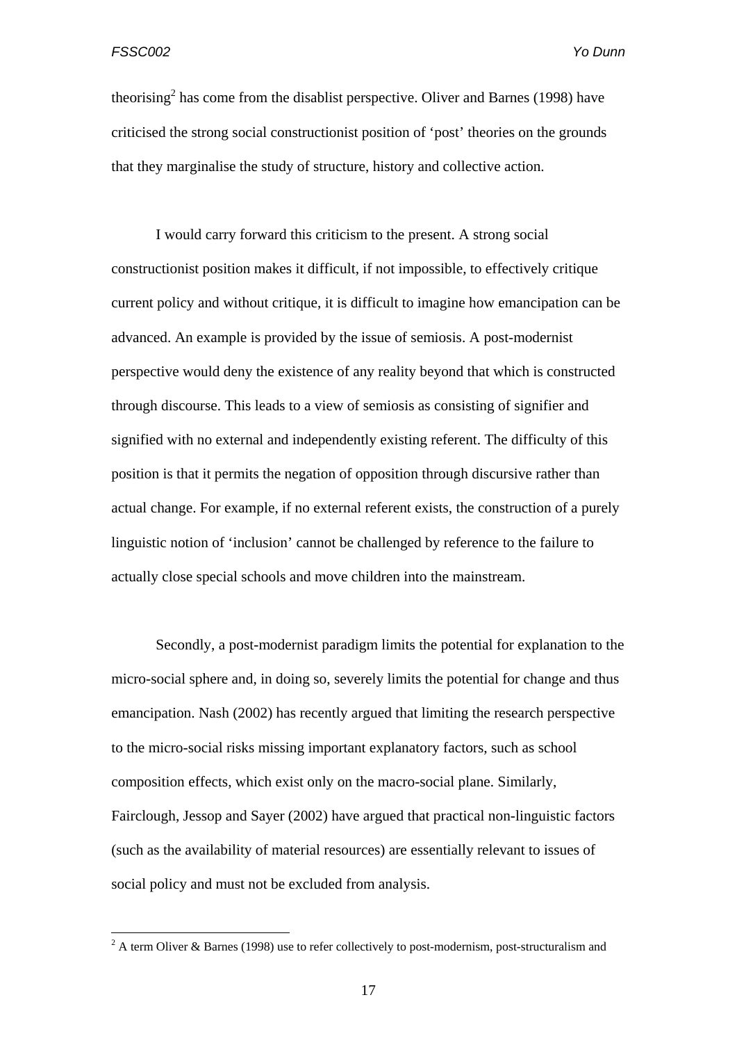theorising[2] has come from the disablist perspective. Oliver and Barnes (1998) have criticised the strong social constructionist position of 'post' theories on the grounds that they marginalise the study of structure, history and collective action.

I would carry forward this criticism to the present. A strong social constructionist position makes it difficult, if not impossible, to effectively critique current policy and without critique, it is difficult to imagine how emancipation can be advanced. An example is provided by the issue of semiosis. A post-modernist perspective would deny the existence of any reality beyond that which is constructed through discourse. This leads to a view of semiosis as consisting of signifier and signified with no external and independently existing referent. The difficulty of this position is that it permits the negation of opposition through discursive rather than actual change. For example, if no external referent exists, the construction of a purely linguistic notion of 'inclusion' cannot be challenged by reference to the failure to actually close special schools and move children into the mainstream.

Secondly, a post-modernist paradigm limits the potential for explanation to the micro-social sphere and, in doing so, severely limits the potential for change and thus emancipation. Nash (2002) has recently argued that limiting the research perspective to the micro-social risks missing important explanatory factors, such as school composition effects, which exist only on the macro-social plane. Similarly, Fairclough, Jessop and Sayer (2002) have argued that practical non-linguistic factors (such as the availability of material resources) are essentially relevant to issues of social policy and must not be excluded from analysis.

[2] A term Oliver & Barnes (1998) use to refer collectively to post-modernism, post-structuralism and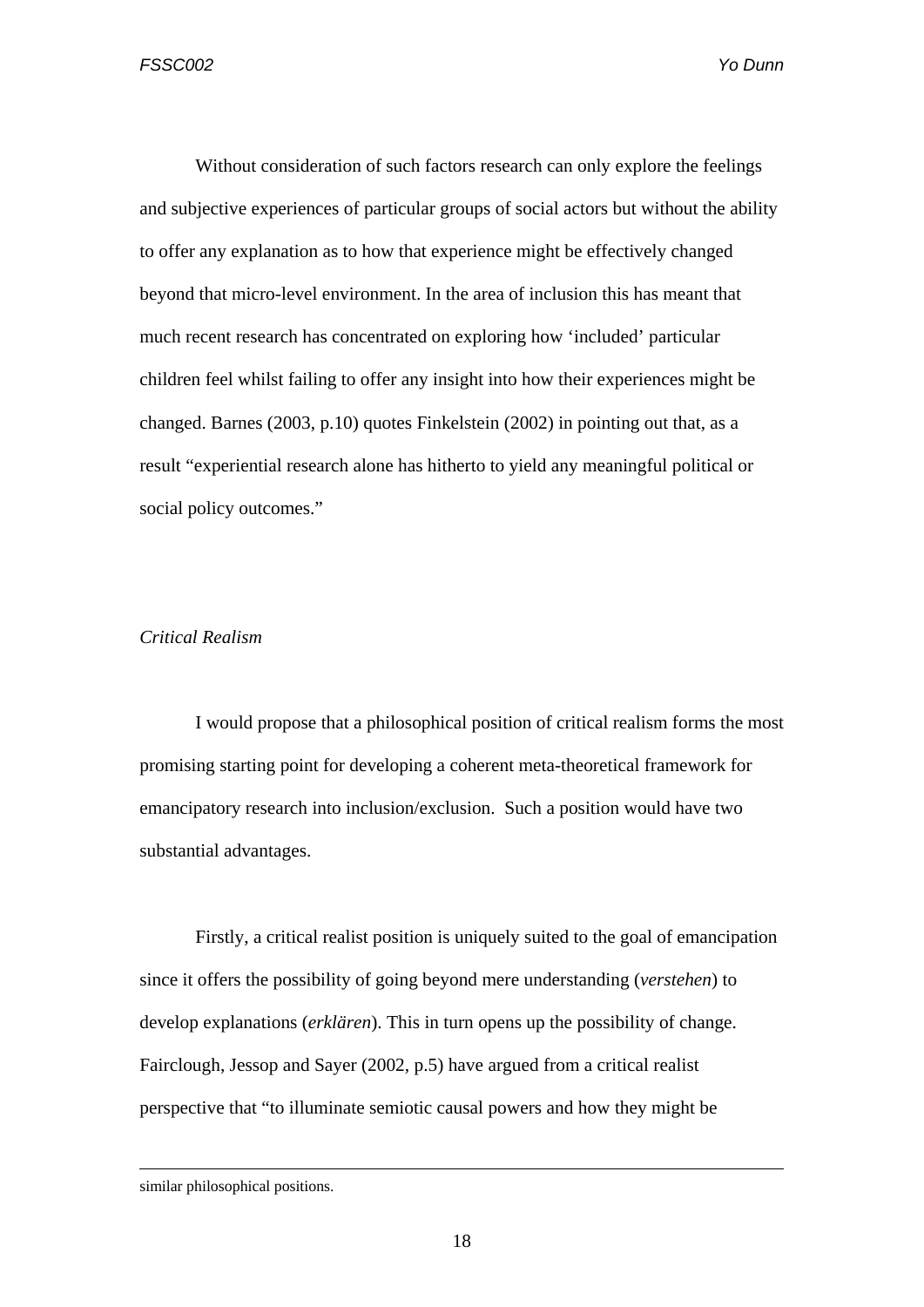Without consideration of such factors research can only explore the feelings and subjective experiences of particular groups of social actors but without the ability to offer any explanation as to how that experience might be effectively changed beyond that micro-level environment. In the area of inclusion this has meant that much recent research has concentrated on exploring how 'included' particular children feel whilst failing to offer any insight into how their experiences might be changed. Barnes (2003, p.10) quotes Finkelstein (2002) in pointing out that, as a result "experiential research alone has hitherto to yield any meaningful political or social policy outcomes."

*Critical Realism*

I would propose that a philosophical position of critical realism forms the most promising starting point for developing a coherent meta-theoretical framework for emancipatory research into inclusion/exclusion. Such a position would have two substantial advantages.

Firstly, a critical realist position is uniquely suited to the goal of emancipation since it offers the possibility of going beyond mere understanding (*verstehen*) to develop explanations (*erklären*). This in turn opens up the possibility of change. Fairclough, Jessop and Sayer (2002, p.5) have argued from a critical realist perspective that "to illuminate semiotic causal powers and how they might be

---

similar philosophical positions.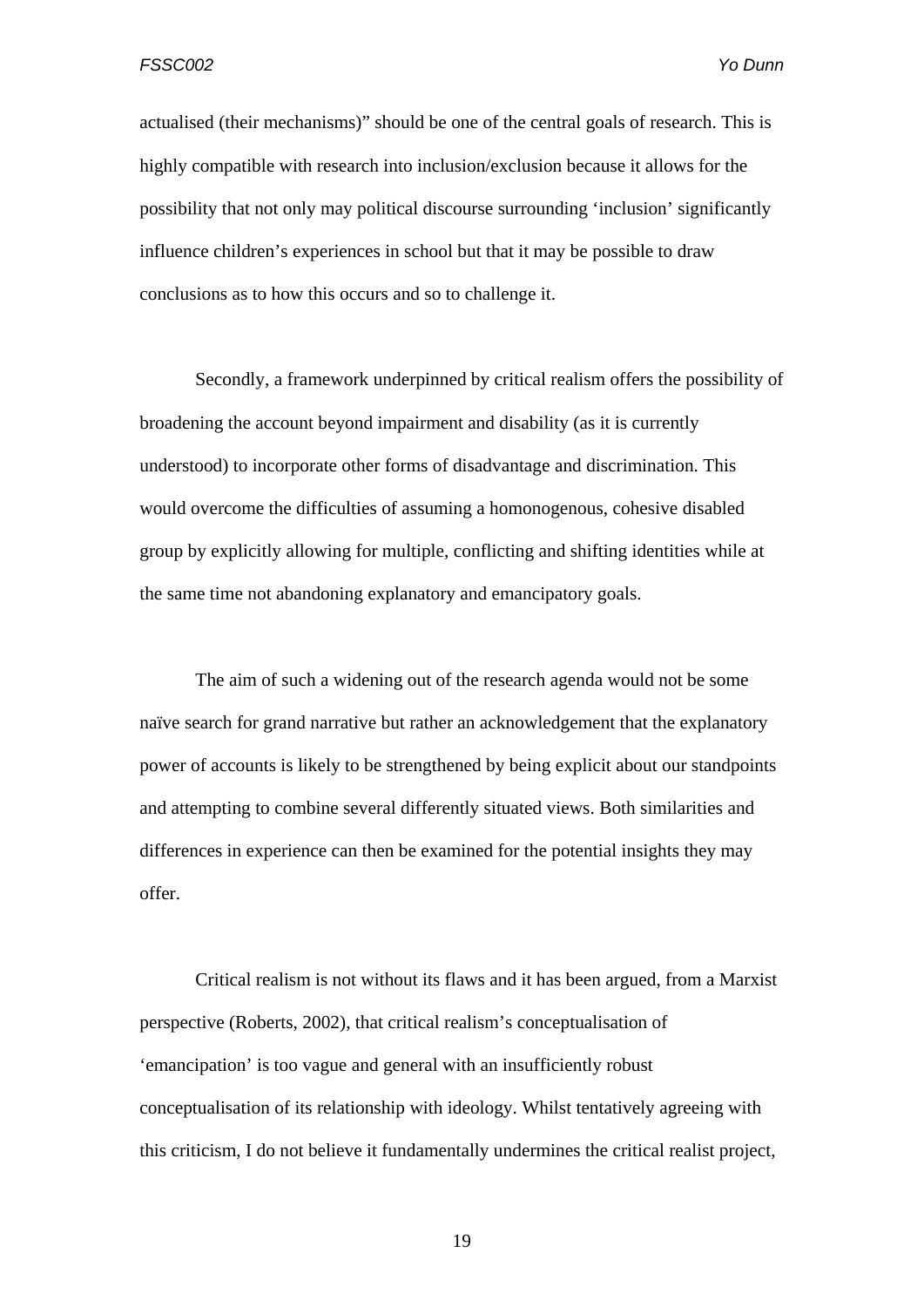actualised (their mechanisms)" should be one of the central goals of research. This is highly compatible with research into inclusion/exclusion because it allows for the possibility that not only may political discourse surrounding 'inclusion' significantly influence children's experiences in school but that it may be possible to draw conclusions as to how this occurs and so to challenge it.

Secondly, a framework underpinned by critical realism offers the possibility of broadening the account beyond impairment and disability (as it is currently understood) to incorporate other forms of disadvantage and discrimination. This would overcome the difficulties of assuming a homonogenous, cohesive disabled group by explicitly allowing for multiple, conflicting and shifting identities while at the same time not abandoning explanatory and emancipatory goals.

The aim of such a widening out of the research agenda would not be some naïve search for grand narrative but rather an acknowledgement that the explanatory power of accounts is likely to be strengthened by being explicit about our standpoints and attempting to combine several differently situated views. Both similarities and differences in experience can then be examined for the potential insights they may offer.

Critical realism is not without its flaws and it has been argued, from a Marxist perspective (Roberts, 2002), that critical realism's conceptualisation of 'emancipation' is too vague and general with an insufficiently robust conceptualisation of its relationship with ideology. Whilst tentatively agreeing with this criticism, I do not believe it fundamentally undermines the critical realist project,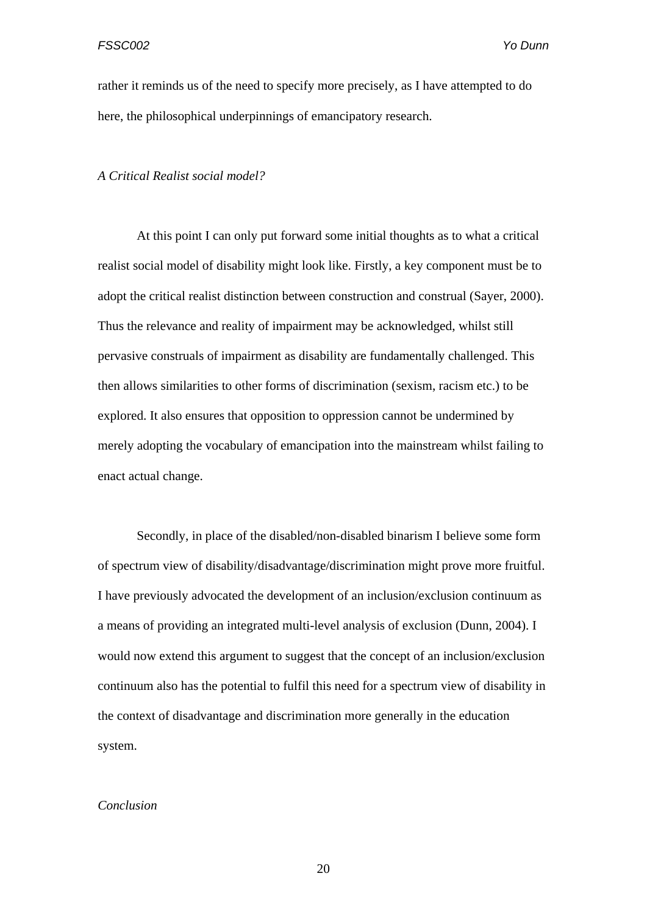rather it reminds us of the need to specify more precisely, as I have attempted to do here, the philosophical underpinnings of emancipatory research.

*A Critical Realist social model?*

At this point I can only put forward some initial thoughts as to what a critical realist social model of disability might look like. Firstly, a key component must be to adopt the critical realist distinction between construction and construal (Sayer, 2000). Thus the relevance and reality of impairment may be acknowledged, whilst still pervasive construals of impairment as disability are fundamentally challenged. This then allows similarities to other forms of discrimination (sexism, racism etc.) to be explored. It also ensures that opposition to oppression cannot be undermined by merely adopting the vocabulary of emancipation into the mainstream whilst failing to enact actual change.

Secondly, in place of the disabled/non-disabled binarism I believe some form of spectrum view of disability/disadvantage/discrimination might prove more fruitful. I have previously advocated the development of an inclusion/exclusion continuum as a means of providing an integrated multi-level analysis of exclusion (Dunn, 2004). I would now extend this argument to suggest that the concept of an inclusion/exclusion continuum also has the potential to fulfil this need for a spectrum view of disability in the context of disadvantage and discrimination more generally in the education system.

*Conclusion*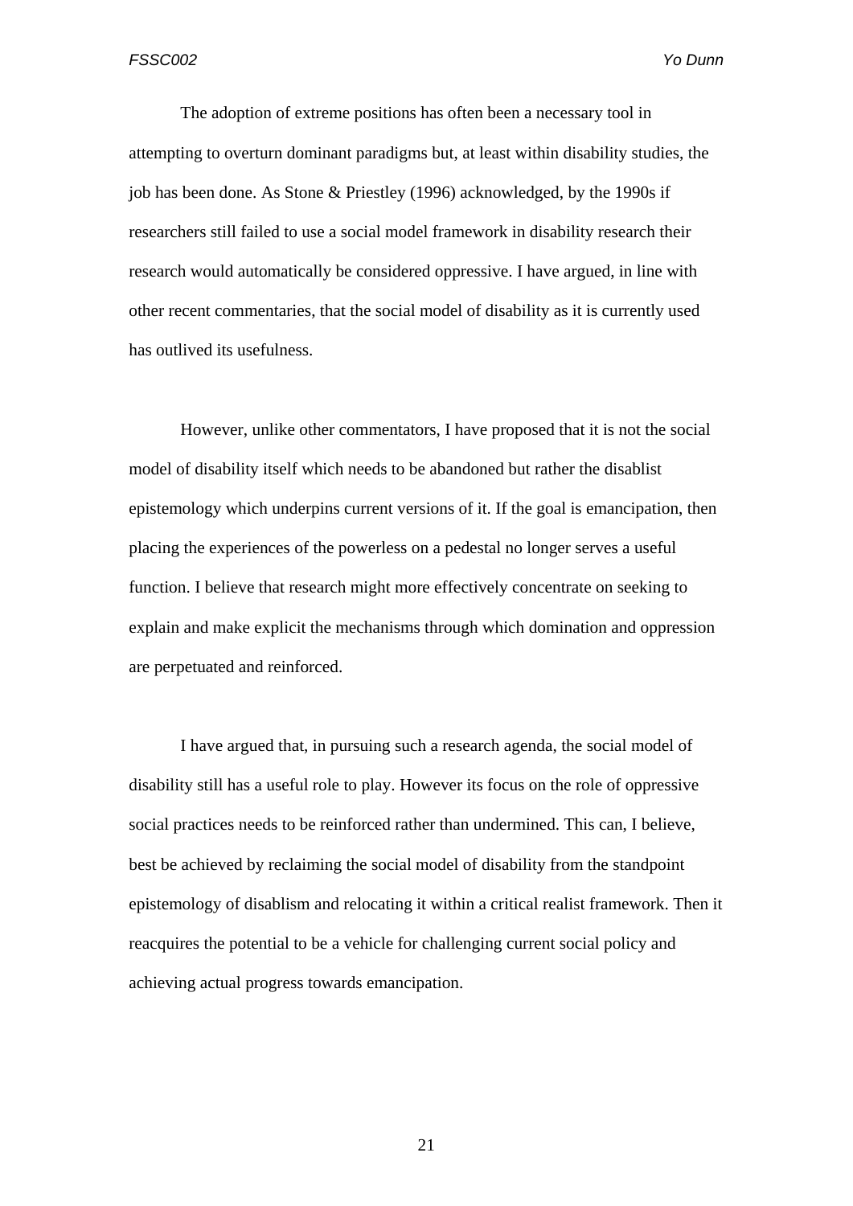The adoption of extreme positions has often been a necessary tool in attempting to overturn dominant paradigms but, at least within disability studies, the job has been done. As Stone & Priestley (1996) acknowledged, by the 1990s if researchers still failed to use a social model framework in disability research their research would automatically be considered oppressive. I have argued, in line with other recent commentaries, that the social model of disability as it is currently used has outlived its usefulness.

However, unlike other commentators, I have proposed that it is not the social model of disability itself which needs to be abandoned but rather the disablist epistemology which underpins current versions of it. If the goal is emancipation, then placing the experiences of the powerless on a pedestal no longer serves a useful function. I believe that research might more effectively concentrate on seeking to explain and make explicit the mechanisms through which domination and oppression are perpetuated and reinforced.

I have argued that, in pursuing such a research agenda, the social model of disability still has a useful role to play. However its focus on the role of oppressive social practices needs to be reinforced rather than undermined. This can, I believe, best be achieved by reclaiming the social model of disability from the standpoint epistemology of disablism and relocating it within a critical realist framework. Then it reacquires the potential to be a vehicle for challenging current social policy and achieving actual progress towards emancipation.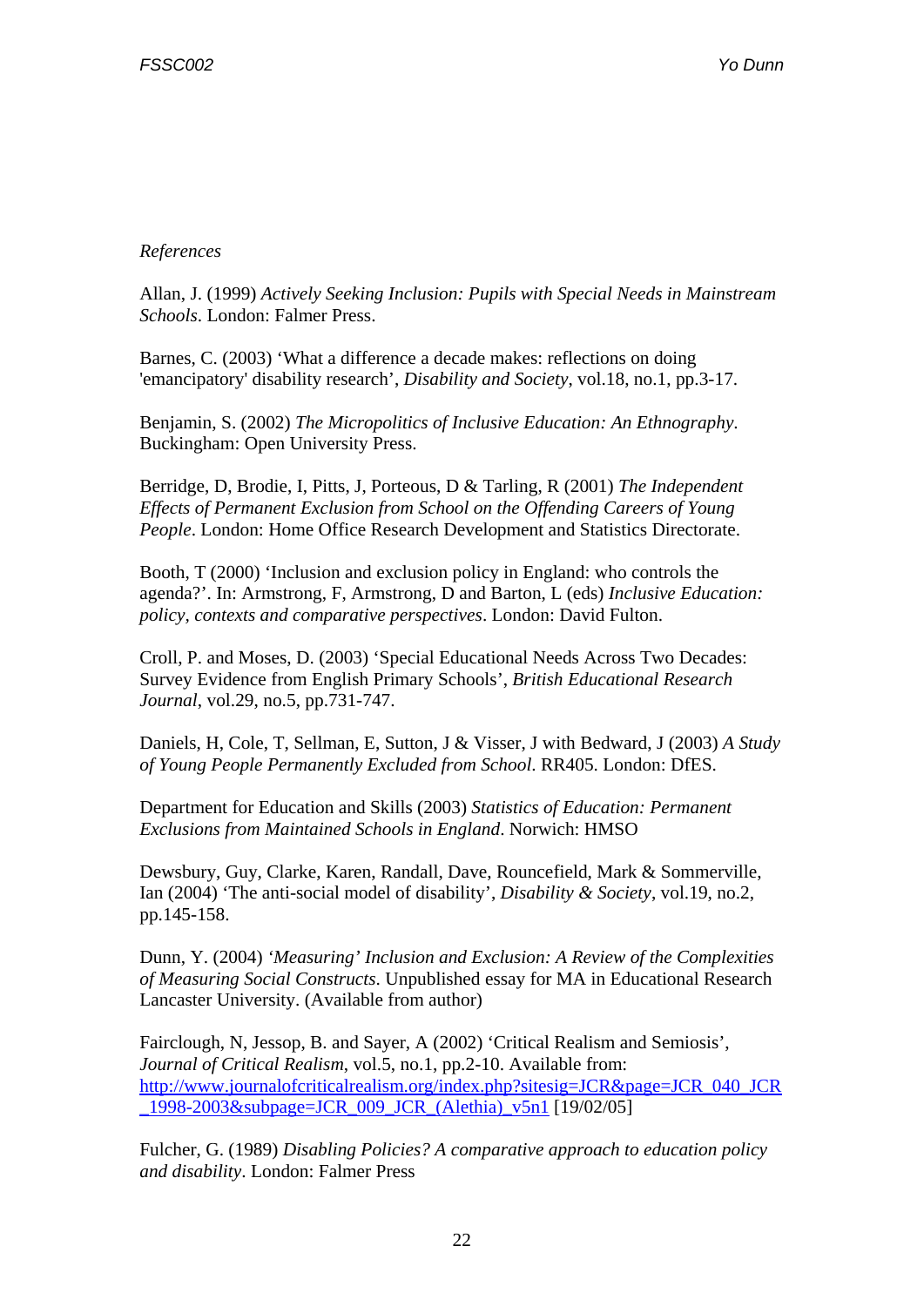*References*

Allan, J. (1999) *Actively Seeking Inclusion: Pupils with Special Needs in Mainstream Schools*. London: Falmer Press.

Barnes, C. (2003) 'What a difference a decade makes: reflections on doing 'emancipatory' disability research', *Disability and Society*, vol.18, no.1, pp.3-17.

Benjamin, S. (2002) *The Micropolitics of Inclusive Education: An Ethnography*. Buckingham: Open University Press.

Berridge, D, Brodie, I, Pitts, J, Porteous, D & Tarling, R (2001) *The Independent Effects of Permanent Exclusion from School on the Offending Careers of Young People*. London: Home Office Research Development and Statistics Directorate.

Booth, T (2000) 'Inclusion and exclusion policy in England: who controls the agenda?'. In: Armstrong, F, Armstrong, D and Barton, L (eds) *Inclusive Education: policy, contexts and comparative perspectives*. London: David Fulton.

Croll, P. and Moses, D. (2003) 'Special Educational Needs Across Two Decades: Survey Evidence from English Primary Schools', *British Educational Research Journal*, vol.29, no.5, pp.731-747.

Daniels, H, Cole, T, Sellman, E, Sutton, J & Visser, J with Bedward, J (2003) *A Study of Young People Permanently Excluded from School*. RR405. London: DfES.

Department for Education and Skills (2003) *Statistics of Education: Permanent Exclusions from Maintained Schools in England*. Norwich: HMSO

Dewsbury, Guy, Clarke, Karen, Randall, Dave, Rouncefield, Mark & Sommerville, Ian (2004) 'The anti-social model of disability', *Disability & Society*, vol.19, no.2, pp.145-158.

Dunn, Y. (2004) *'Measuring' Inclusion and Exclusion: A Review of the Complexities of Measuring Social Constructs*. Unpublished essay for MA in Educational Research Lancaster University. (Available from author)

Fairclough, N, Jessop, B. and Sayer, A (2002) 'Critical Realism and Semiosis', *Journal of Critical Realism*, vol.5, no.1, pp.2-10. Available from: [http://www.journalofcriticalrealism.org/index.php?sitesig=JCR&page=JCR_040_JCR_1998-2003&subpage=JCR_009_JCR_(Alethia)_v5n1](http://www.journalofcriticalrealism.org/index.php?sitesig=JCR&page=JCR_040_JCR_1998-2003&subpage=JCR_009_JCR_(Alethia)_v5n1) [19/02/05]

Fulcher, G. (1989) *Disabling Policies? A comparative approach to education policy and disability*. London: Falmer Press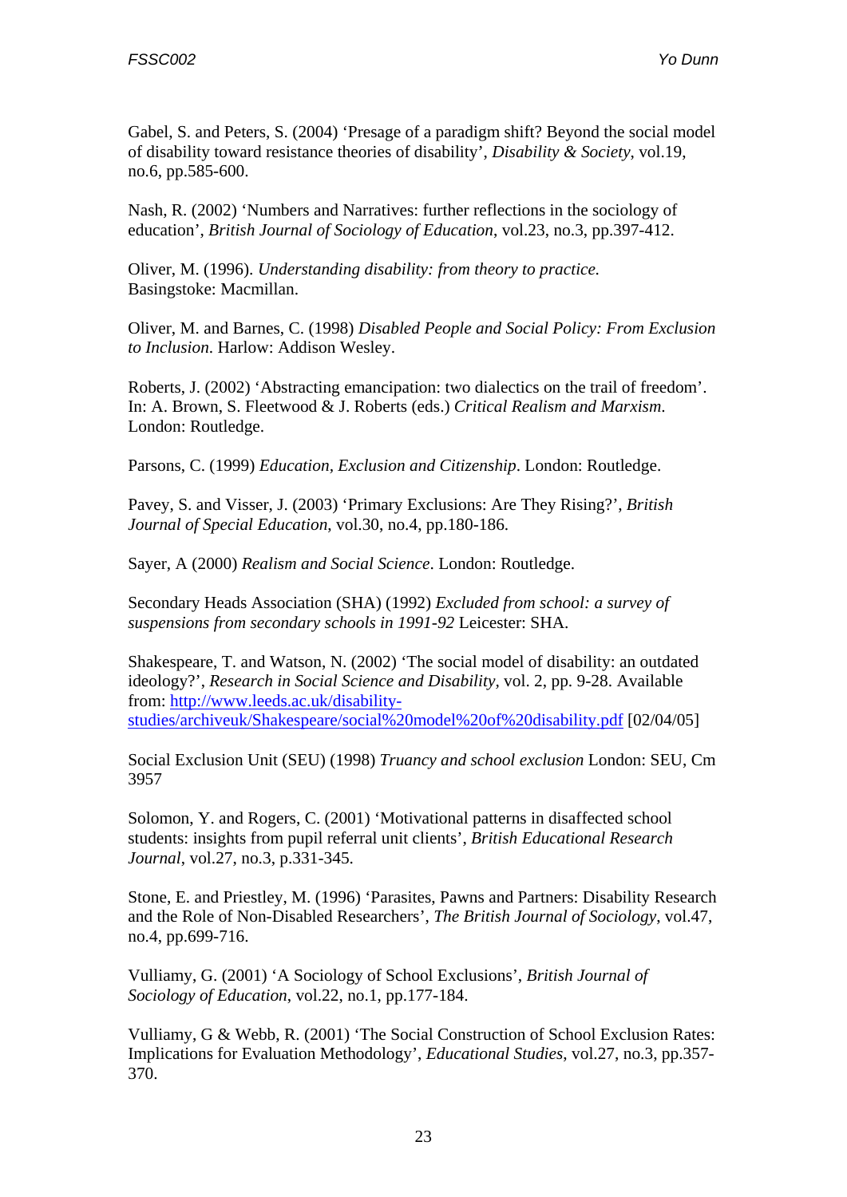Gabel, S. and Peters, S. (2004) 'Presage of a paradigm shift? Beyond the social model of disability toward resistance theories of disability', *Disability & Society*, vol.19, no.6, pp.585-600.

Nash, R. (2002) 'Numbers and Narratives: further reflections in the sociology of education', *British Journal of Sociology of Education*, vol.23, no.3, pp.397-412.

Oliver, M. (1996). *Understanding disability: from theory to practice.* Basingstoke: Macmillan.

Oliver, M. and Barnes, C. (1998) *Disabled People and Social Policy: From Exclusion to Inclusion*. Harlow: Addison Wesley.

Roberts, J. (2002) 'Abstracting emancipation: two dialectics on the trail of freedom'. In: A. Brown, S. Fleetwood & J. Roberts (eds.) *Critical Realism and Marxism*. London: Routledge.

Parsons, C. (1999) *Education, Exclusion and Citizenship*. London: Routledge.

Pavey, S. and Visser, J. (2003) 'Primary Exclusions: Are They Rising?', *British Journal of Special Education*, vol.30, no.4, pp.180-186.

Sayer, A (2000) *Realism and Social Science*. London: Routledge.

Secondary Heads Association (SHA) (1992) *Excluded from school: a survey of suspensions from secondary schools in 1991-92* Leicester: SHA.

Shakespeare, T. and Watson, N. (2002) 'The social model of disability: an outdated ideology?', *Research in Social Science and Disability*, vol. 2, pp. 9-28. Available from: [http://www.leeds.ac.uk/disability-studies/archiveuk/Shakespeare/social%20model%20of%20disability.pdf](http://www.leeds.ac.uk/disability-studies/archiveuk/Shakespeare/social%20model%20of%20disability.pdf) [02/04/05]

Social Exclusion Unit (SEU) (1998) *Truancy and school exclusion* London: SEU, Cm 3957

Solomon, Y. and Rogers, C. (2001) 'Motivational patterns in disaffected school students: insights from pupil referral unit clients', *British Educational Research Journal*, vol.27, no.3, p.331-345.

Stone, E. and Priestley, M. (1996) 'Parasites, Pawns and Partners: Disability Research and the Role of Non-Disabled Researchers', *The British Journal of Sociology*, vol.47, no.4, pp.699-716.

Vulliamy, G. (2001) 'A Sociology of School Exclusions', *British Journal of Sociology of Education*, vol.22, no.1, pp.177-184.

Vulliamy, G & Webb, R. (2001) 'The Social Construction of School Exclusion Rates: Implications for Evaluation Methodology', *Educational Studies*, vol.27, no.3, pp.357-370.